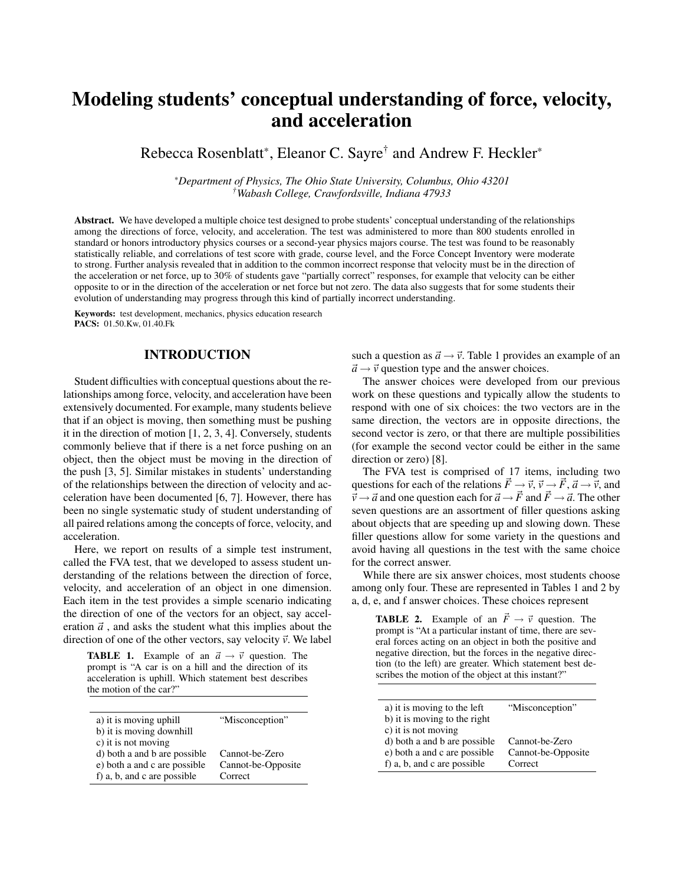# Modeling students' conceptual understanding of force, velocity, and acceleration

Rebecca Rosenblatt*, Eleanor C. Sayre† and Andrew F. Heckler*

*Department of Physics, The Ohio State University, Columbus, Ohio 43201
†Wabash College, Crawfordsville, Indiana 47933

**Abstract.** We have developed a multiple choice test designed to probe students' conceptual understanding of the relationships among the directions of force, velocity, and acceleration. The test was administered to more than 800 students enrolled in standard or honors introductory physics courses or a second-year physics majors course. The test was found to be reasonably statistically reliable, and correlations of test score with grade, course level, and the Force Concept Inventory were moderate to strong. Further analysis revealed that in addition to the common incorrect response that velocity must be in the direction of the acceleration or net force, up to 30% of students gave "partially correct" responses, for example that velocity can be either opposite to or in the direction of the acceleration or net force but not zero. The data also suggests that for some students their evolution of understanding may progress through this kind of partially incorrect understanding.

**Keywords:** test development, mechanics, physics education research
**PACS:** 01.50.Kw, 01.40.Fk

## INTRODUCTION

Student difficulties with conceptual questions about the relationships among force, velocity, and acceleration have been extensively documented. For example, many students believe that if an object is moving, then something must be pushing it in the direction of motion [1, 2, 3, 4]. Conversely, students commonly believe that if there is a net force pushing on an object, then the object must be moving in the direction of the push [3, 5]. Similar mistakes in students' understanding of the relationships between the direction of velocity and acceleration have been documented [6, 7]. However, there has been no single systematic study of student understanding of all paired relations among the concepts of force, velocity, and acceleration.

Here, we report on results of a simple test instrument, called the FVA test, that we developed to assess student understanding of the relations between the direction of force, velocity, and acceleration of an object in one dimension. Each item in the test provides a simple scenario indicating the direction of one of the vectors for an object, say acceleration $\vec{a}$ , and asks the student what this implies about the direction of one of the other vectors, say velocity $\vec{v}$. We label such a question as $\vec{a} \to \vec{v}$. Table 1 provides an example of an $\vec{a} \to \vec{v}$ question type and the answer choices.

**TABLE 1.** Example of an $\vec{a} \to \vec{v}$ question. The prompt is "A car is on a hill and the direction of its acceleration is uphill. Which statement best describes the motion of the car?"

| | |
|---|---|
| a) it is moving uphill | "Misconception" |
| b) it is moving downhill | |
| c) it is not moving | |
| d) both a and b are possible | Cannot-be-Zero |
| e) both a and c are possible | Cannot-be-Opposite |
| f) a, b, and c are possible | Correct |

The answer choices were developed from our previous work on these questions and typically allow the students to respond with one of six choices: the two vectors are in the same direction, the vectors are in opposite directions, the second vector is zero, or that there are multiple possibilities (for example the second vector could be either in the same direction or zero) [8].

The FVA test is comprised of 17 items, including two questions for each of the relations $\vec{F} \to \vec{v}$, $\vec{v} \to \vec{F}$, $\vec{a} \to \vec{v}$, and $\vec{v} \to \vec{a}$ and one question each for $\vec{a} \to \vec{F}$ and $\vec{F} \to \vec{a}$. The other seven questions are an assortment of filler questions asking about objects that are speeding up and slowing down. These filler questions allow for some variety in the questions and avoid having all questions in the test with the same choice for the correct answer.

While there are six answer choices, most students choose among only four. These are represented in Tables 1 and 2 by a, d, e, and f answer choices. These choices represent

**TABLE 2.** Example of an $\vec{F} \to \vec{v}$ question. The prompt is "At a particular instant of time, there are several forces acting on an object in both the positive and negative direction, but the forces in the negative direction (to the left) are greater. Which statement best describes the motion of the object at this instant?"

| | |
|---|---|
| a) it is moving to the left | "Misconception" |
| b) it is moving to the right | |
| c) it is not moving | |
| d) both a and b are possible | Cannot-be-Zero |
| e) both a and c are possible | Cannot-be-Opposite |
| f) a, b, and c are possible | Correct |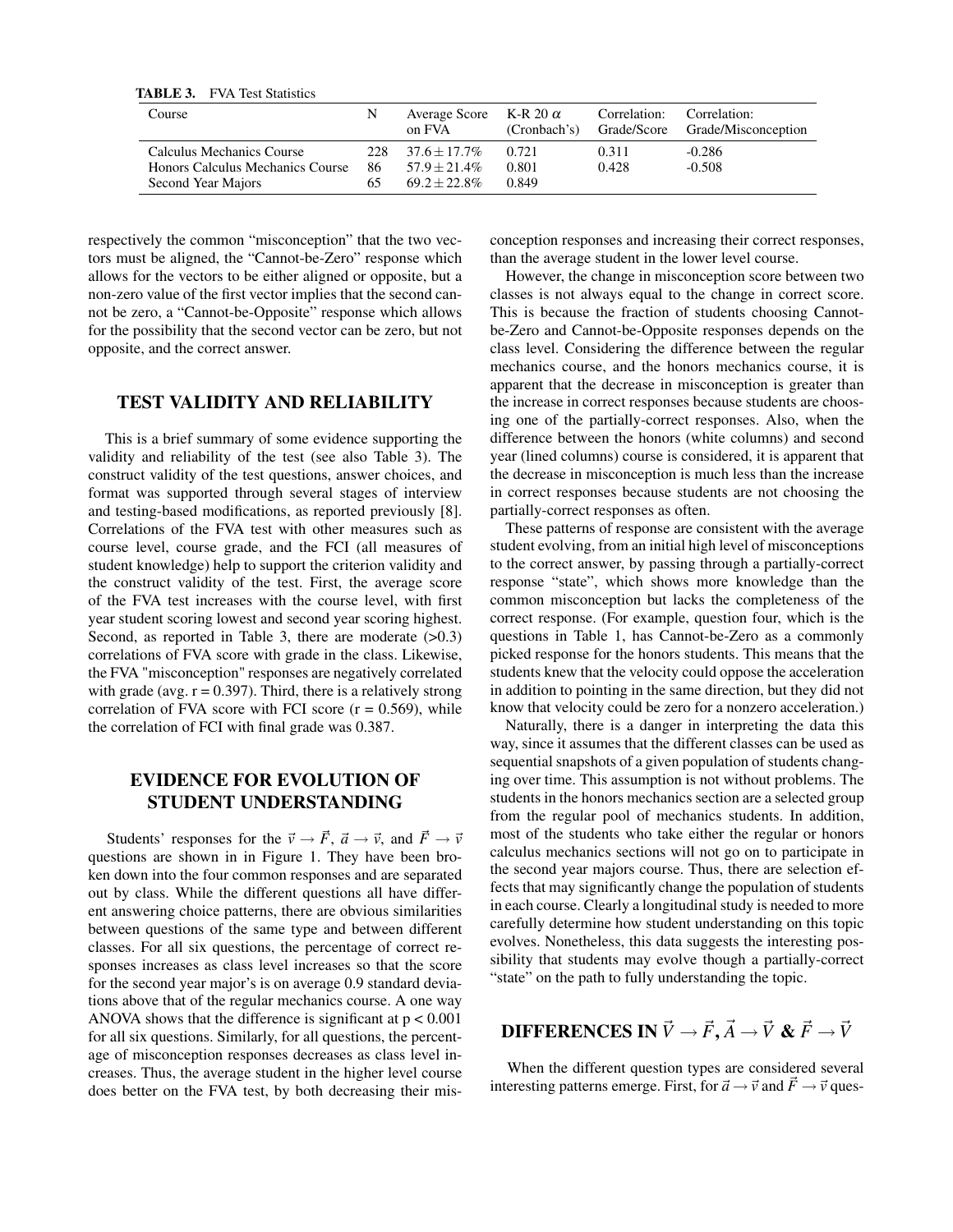**TABLE 3.** FVA Test Statistics

| Course | N | Average Score on FVA | K-R 20 $\alpha$ (Cronbach's) | Correlation: Grade/Score | Correlation: Grade/Misconception |
|---|---|---|---|---|---|
| Calculus Mechanics Course | 228 | $37.6 \pm 17.7\%$ | 0.721 | 0.311 | -0.286 |
| Honors Calculus Mechanics Course | 86 | $57.9 \pm 21.4\%$ | 0.801 | 0.428 | -0.508 |
| Second Year Majors | 65 | $69.2 \pm 22.8\%$ | 0.849 | | |

respectively the common "misconception" that the two vectors must be aligned, the "Cannot-be-Zero" response which allows for the vectors to be either aligned or opposite, but a non-zero value of the first vector implies that the second cannot be zero, a "Cannot-be-Opposite" response which allows for the possibility that the second vector can be zero, but not opposite, and the correct answer.

## TEST VALIDITY AND RELIABILITY

This is a brief summary of some evidence supporting the validity and reliability of the test (see also Table 3). The construct validity of the test questions, answer choices, and format was supported through several stages of interview and testing-based modifications, as reported previously [8]. Correlations of the FVA test with other measures such as course level, course grade, and the FCI (all measures of student knowledge) help to support the criterion validity and the construct validity of the test. First, the average score of the FVA test increases with the course level, with first year student scoring lowest and second year scoring highest. Second, as reported in Table 3, there are moderate (>0.3) correlations of FVA score with grade in the class. Likewise, the FVA "misconception" responses are negatively correlated with grade (avg. r = 0.397). Third, there is a relatively strong correlation of FVA score with FCI score (r = 0.569), while the correlation of FCI with final grade was 0.387.

## EVIDENCE FOR EVOLUTION OF STUDENT UNDERSTANDING

Students' responses for the $\vec{v} \rightarrow \vec{F}$, $\vec{a} \rightarrow \vec{v}$, and $\vec{F} \rightarrow \vec{v}$ questions are shown in in Figure 1. They have been broken down into the four common responses and are separated out by class. While the different questions all have different answering choice patterns, there are obvious similarities between questions of the same type and between different classes. For all six questions, the percentage of correct responses increases as class level increases so that the score for the second year major's is on average 0.9 standard deviations above that of the regular mechanics course. A one way ANOVA shows that the difference is significant at $p < 0.001$ for all six questions. Similarly, for all questions, the percentage of misconception responses decreases as class level increases. Thus, the average student in the higher level course does better on the FVA test, by both decreasing their misconception responses and increasing their correct responses, than the average student in the lower level course.

However, the change in misconception score between two classes is not always equal to the change in correct score. This is because the fraction of students choosing Cannot-be-Zero and Cannot-be-Opposite responses depends on the class level. Considering the difference between the regular mechanics course, and the honors mechanics course, it is apparent that the decrease in misconception is greater than the increase in correct responses because students are choosing one of the partially-correct responses. Also, when the difference between the honors (white columns) and second year (lined columns) course is considered, it is apparent that the decrease in misconception is much less than the increase in correct responses because students are not choosing the partially-correct responses as often.

These patterns of response are consistent with the average student evolving, from an initial high level of misconceptions to the correct answer, by passing through a partially-correct response "state", which shows more knowledge than the common misconception but lacks the completeness of the correct response. (For example, question four, which is the questions in Table 1, has Cannot-be-Zero as a commonly picked response for the honors students. This means that the students knew that the velocity could oppose the acceleration in addition to pointing in the same direction, but they did not know that velocity could be zero for a nonzero acceleration.)

Naturally, there is a danger in interpreting the data this way, since it assumes that the different classes can be used as sequential snapshots of a given population of students changing over time. This assumption is not without problems. The students in the honors mechanics section are a selected group from the regular pool of mechanics students. In addition, most of the students who take either the regular or honors calculus mechanics sections will not go on to participate in the second year majors course. Thus, there are selection effects that may significantly change the population of students in each course. Clearly a longitudinal study is needed to more carefully determine how student understanding on this topic evolves. Nonetheless, this data suggests the interesting possibility that students may evolve though a partially-correct "state" on the path to fully understanding the topic.

## DIFFERENCES IN $\vec{V} \rightarrow \vec{F}$, $\vec{A} \rightarrow \vec{V}$ & $\vec{F} \rightarrow \vec{V}$

When the different question types are considered several interesting patterns emerge. First, for $\vec{a} \rightarrow \vec{v}$ and $\vec{F} \rightarrow \vec{v}$ ques-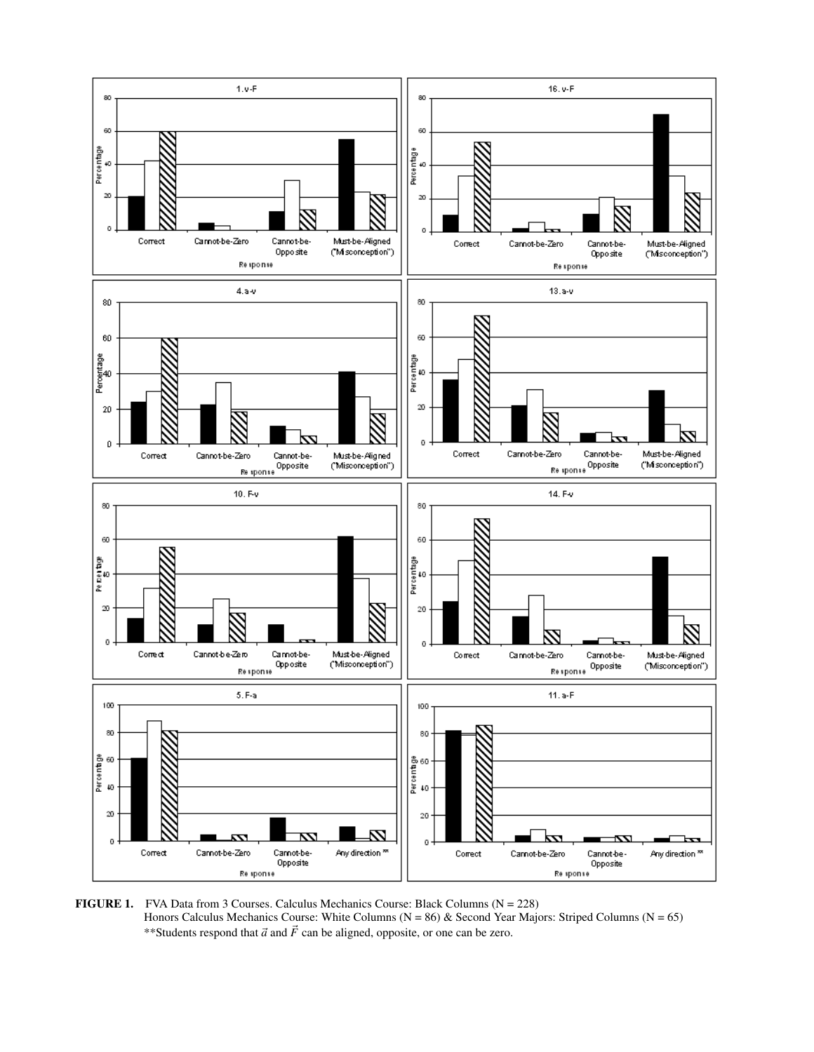**FIGURE 1.** FVA Data from 3 Courses. Calculus Mechanics Course: Black Columns (N = 228) Honors Calculus Mechanics Course: White Columns (N = 86) & Second Year Majors: Striped Columns (N = 65)
**Students respond that $\vec{a}$ and $\vec{F}$ can be aligned, opposite, or one can be zero.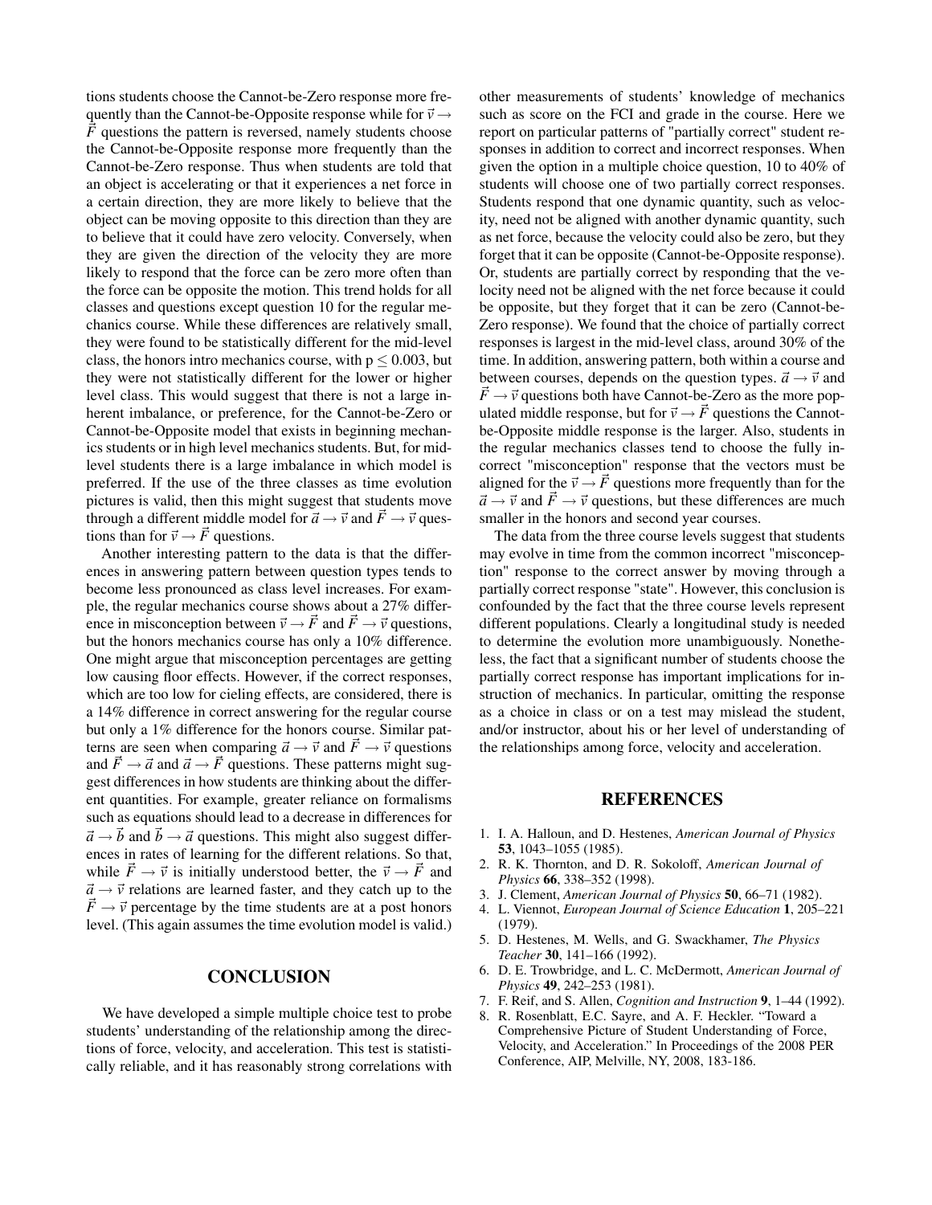tions students choose the Cannot-be-Zero response more frequently than the Cannot-be-Opposite response while for $\vec{v} \rightarrow \vec{F}$ questions the pattern is reversed, namely students choose the Cannot-be-Opposite response more frequently than the Cannot-be-Zero response. Thus when students are told that an object is accelerating or that it experiences a net force in a certain direction, they are more likely to believe that the object can be moving opposite to this direction than they are to believe that it could have zero velocity. Conversely, when they are given the direction of the velocity they are more likely to respond that the force can be zero more often than the force can be opposite the motion. This trend holds for all classes and questions except question 10 for the regular mechanics course. While these differences are relatively small, they were found to be statistically different for the mid-level class, the honors intro mechanics course, with $p \leq 0.003$, but they were not statistically different for the lower or higher level class. This would suggest that there is not a large inherent imbalance, or preference, for the Cannot-be-Zero or Cannot-be-Opposite model that exists in beginning mechanics students or in high level mechanics students. But, for mid-level students there is a large imbalance in which model is preferred. If the use of the three classes as time evolution pictures is valid, then this might suggest that students move through a different middle model for $\vec{a} \rightarrow \vec{v}$ and $\vec{F} \rightarrow \vec{v}$ questions than for $\vec{v} \rightarrow \vec{F}$ questions.

Another interesting pattern to the data is that the differences in answering pattern between question types tends to become less pronounced as class level increases. For example, the regular mechanics course shows about a 27% difference in misconception between $\vec{v} \rightarrow \vec{F}$ and $\vec{F} \rightarrow \vec{v}$ questions, but the honors mechanics course has only a 10% difference. One might argue that misconception percentages are getting low causing floor effects. However, if the correct responses, which are too low for cieling effects, are considered, there is a 14% difference in correct answering for the regular course but only a 1% difference for the honors course. Similar patterns are seen when comparing $\vec{a} \rightarrow \vec{v}$ and $\vec{F} \rightarrow \vec{v}$ questions and $\vec{F} \rightarrow \vec{a}$ and $\vec{a} \rightarrow \vec{F}$ questions. These patterns might suggest differences in how students are thinking about the different quantities. For example, greater reliance on formalisms such as equations should lead to a decrease in differences for $\vec{a} \rightarrow \vec{b}$ and $\vec{b} \rightarrow \vec{a}$ questions. This might also suggest differences in rates of learning for the different relations. So that, while $\vec{F} \rightarrow \vec{v}$ is initially understood better, the $\vec{v} \rightarrow \vec{F}$ and $\vec{a} \rightarrow \vec{v}$ relations are learned faster, and they catch up to the $\vec{F} \rightarrow \vec{v}$ percentage by the time students are at a post honors level. (This again assumes the time evolution model is valid.)

## CONCLUSION

We have developed a simple multiple choice test to probe students' understanding of the relationship among the directions of force, velocity, and acceleration. This test is statistically reliable, and it has reasonably strong correlations with other measurements of students' knowledge of mechanics such as score on the FCI and grade in the course. Here we report on particular patterns of "partially correct" student responses in addition to correct and incorrect responses. When given the option in a multiple choice question, 10 to 40% of students will choose one of two partially correct responses. Students respond that one dynamic quantity, such as velocity, need not be aligned with another dynamic quantity, such as net force, because the velocity could also be zero, but they forget that it can be opposite (Cannot-be-Opposite response). Or, students are partially correct by responding that the velocity need not be aligned with the net force because it could be opposite, but they forget that it can be zero (Cannot-be-Zero response). We found that the choice of partially correct responses is largest in the mid-level class, around 30% of the time. In addition, answering pattern, both within a course and between courses, depends on the question types. $\vec{a} \rightarrow \vec{v}$ and $\vec{F} \rightarrow \vec{v}$ questions both have Cannot-be-Zero as the more populated middle response, but for $\vec{v} \rightarrow \vec{F}$ questions the Cannot-be-Opposite middle response is the larger. Also, students in the regular mechanics classes tend to choose the fully incorrect "misconception" response that the vectors must be aligned for the $\vec{v} \rightarrow \vec{F}$ questions more frequently than for the $\vec{a} \rightarrow \vec{v}$ and $\vec{F} \rightarrow \vec{v}$ questions, but these differences are much smaller in the honors and second year courses.

The data from the three course levels suggest that students may evolve in time from the common incorrect "misconception" response to the correct answer by moving through a partially correct response "state". However, this conclusion is confounded by the fact that the three course levels represent different populations. Clearly a longitudinal study is needed to determine the evolution more unambiguously. Nonetheless, the fact that a significant number of students choose the partially correct response has important implications for instruction of mechanics. In particular, omitting the response as a choice in class or on a test may mislead the student, and/or instructor, about his or her level of understanding of the relationships among force, velocity and acceleration.

## REFERENCES

1. I. A. Halloun, and D. Hestenes, *American Journal of Physics* **53**, 1043–1055 (1985).
2. R. K. Thornton, and D. R. Sokoloff, *American Journal of Physics* **66**, 338–352 (1998).
3. J. Clement, *American Journal of Physics* **50**, 66–71 (1982).
4. L. Viennot, *European Journal of Science Education* **1**, 205–221 (1979).
5. D. Hestenes, M. Wells, and G. Swackhamer, *The Physics Teacher* **30**, 141–166 (1992).
6. D. E. Trowbridge, and L. C. McDermott, *American Journal of Physics* **49**, 242–253 (1981).
7. F. Reif, and S. Allen, *Cognition and Instruction* **9**, 1–44 (1992).
8. R. Rosenblatt, E.C. Sayre, and A. F. Heckler. "Toward a Comprehensive Picture of Student Understanding of Force, Velocity, and Acceleration." In Proceedings of the 2008 PER Conference, AIP, Melville, NY, 2008, 183-186.